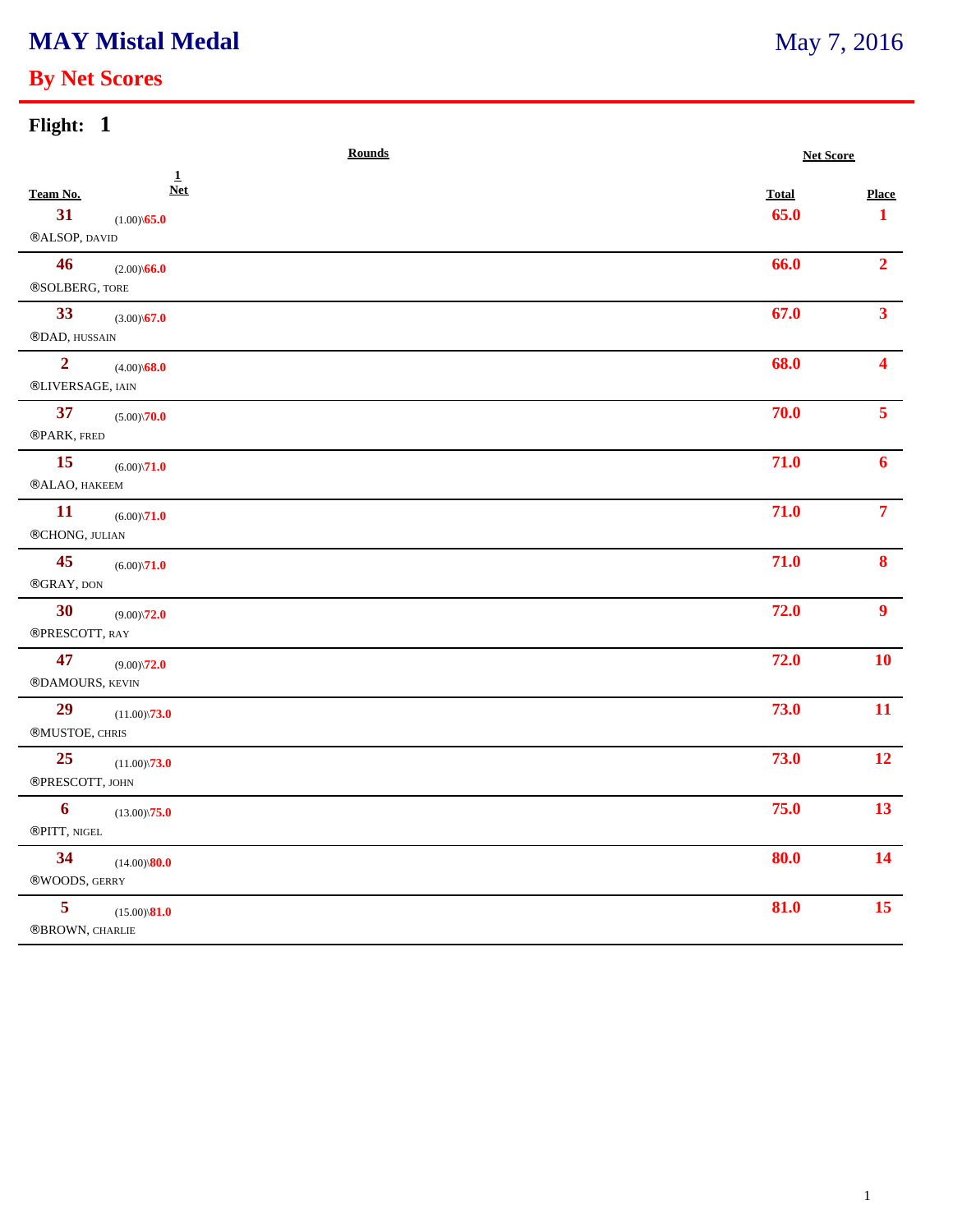# MAY Mistal Medal

May 7, 2016

## By Net Scores

### Flight: 1

| Team No. | Rounds: 1 Net | Net Score: Total | Place |
|---|---|---|---|
| 31 ®ALSOP, DAVID | (1.00)\65.0 | 65.0 | 1 |
| 46 ®SOLBERG, TORE | (2.00)\66.0 | 66.0 | 2 |
| 33 ®DAD, HUSSAIN | (3.00)\67.0 | 67.0 | 3 |
| 2 ®LIVERSAGE, IAIN | (4.00)\68.0 | 68.0 | 4 |
| 37 ®PARK, FRED | (5.00)\70.0 | 70.0 | 5 |
| 15 ®ALAO, HAKEEM | (6.00)\71.0 | 71.0 | 6 |
| 11 ®CHONG, JULIAN | (6.00)\71.0 | 71.0 | 7 |
| 45 ®GRAY, DON | (6.00)\71.0 | 71.0 | 8 |
| 30 ®PRESCOTT, RAY | (9.00)\72.0 | 72.0 | 9 |
| 47 ®DAMOURS, KEVIN | (9.00)\72.0 | 72.0 | 10 |
| 29 ®MUSTOE, CHRIS | (11.00)\73.0 | 73.0 | 11 |
| 25 ®PRESCOTT, JOHN | (11.00)\73.0 | 73.0 | 12 |
| 6 ®PITT, NIGEL | (13.00)\75.0 | 75.0 | 13 |
| 34 ®WOODS, GERRY | (14.00)\80.0 | 80.0 | 14 |
| 5 ®BROWN, CHARLIE | (15.00)\81.0 | 81.0 | 15 |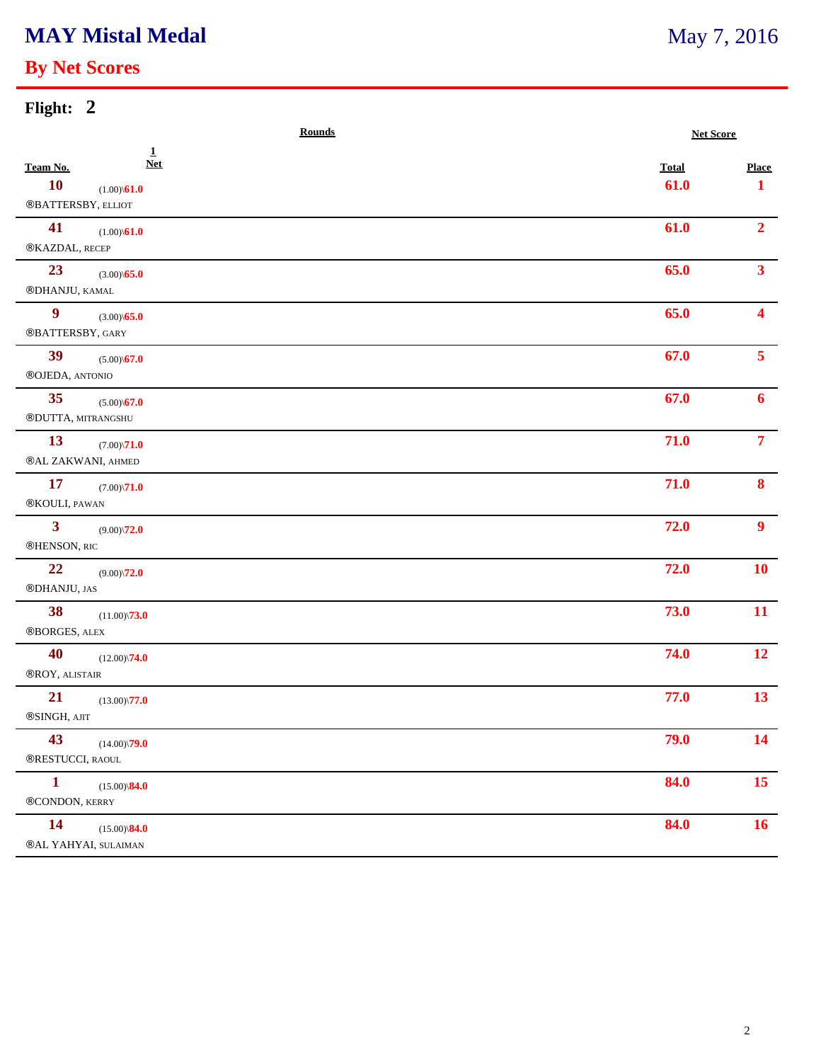# MAY Mistal Medal

May 7, 2016

## By Net Scores

### Flight: 2

| Team No. | Rounds 1 Net | Net Score Total | Place |
|---|---|---|---|
| 10 ®BATTERSBY, ELLIOT | (1.00)\61.0 | 61.0 | 1 |
| 41 ®KAZDAL, RECEP | (1.00)\61.0 | 61.0 | 2 |
| 23 ®DHANJU, KAMAL | (3.00)\65.0 | 65.0 | 3 |
| 9 ®BATTERSBY, GARY | (3.00)\65.0 | 65.0 | 4 |
| 39 ®OJEDA, ANTONIO | (5.00)\67.0 | 67.0 | 5 |
| 35 ®DUTTA, MITRANGSHU | (5.00)\67.0 | 67.0 | 6 |
| 13 ®AL ZAKWANI, AHMED | (7.00)\71.0 | 71.0 | 7 |
| 17 ®KOULI, PAWAN | (7.00)\71.0 | 71.0 | 8 |
| 3 ®HENSON, RIC | (9.00)\72.0 | 72.0 | 9 |
| 22 ®DHANJU, JAS | (9.00)\72.0 | 72.0 | 10 |
| 38 ®BORGES, ALEX | (11.00)\73.0 | 73.0 | 11 |
| 40 ®ROY, ALISTAIR | (12.00)\74.0 | 74.0 | 12 |
| 21 ®SINGH, AJIT | (13.00)\77.0 | 77.0 | 13 |
| 43 ®RESTUCCI, RAOUL | (14.00)\79.0 | 79.0 | 14 |
| 1 ®CONDON, KERRY | (15.00)\84.0 | 84.0 | 15 |
| 14 ®AL YAHYAI, SULAIMAN | (15.00)\84.0 | 84.0 | 16 |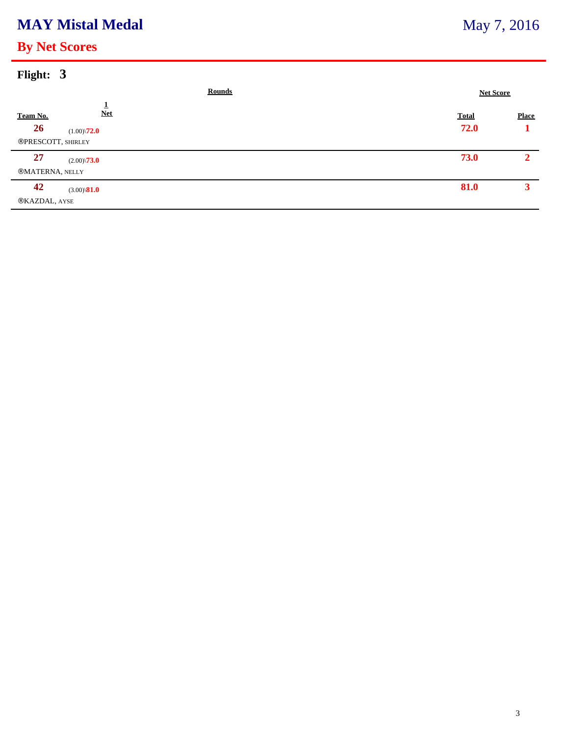# MAY Mistal Medal

May 7, 2016

## By Net Scores

### Flight: 3

| Team No. | Rounds 1 Net | Net Score Total | Place |
|---|---|---|---|
| 26 ®PRESCOTT, SHIRLEY | (1.00)\72.0 | 72.0 | 1 |
| 27 ®MATERNA, NELLY | (2.00)\73.0 | 73.0 | 2 |
| 42 ®KAZDAL, AYSE | (3.00)\81.0 | 81.0 | 3 |